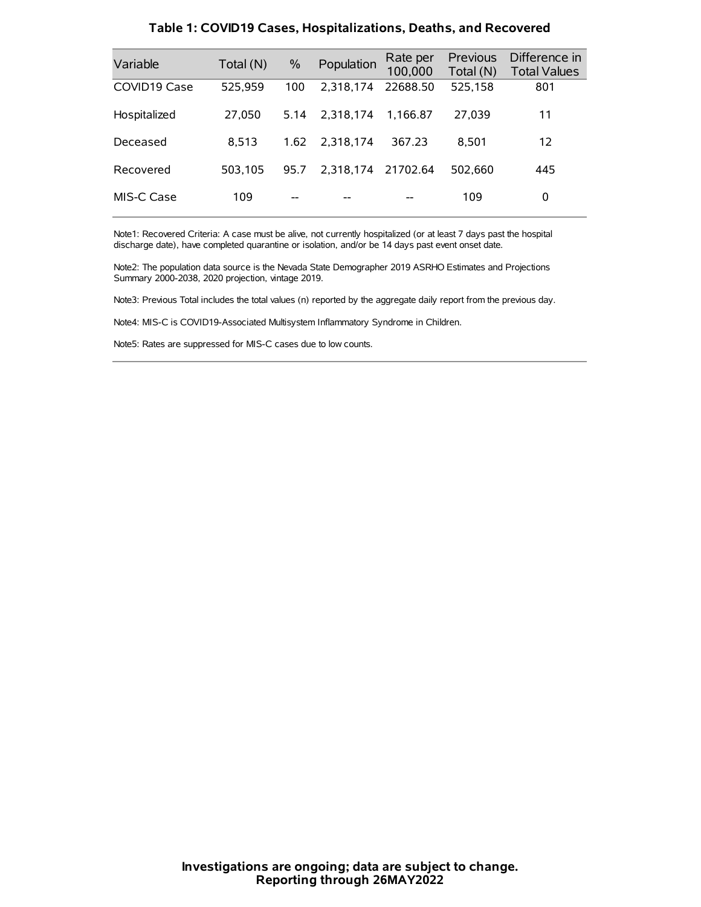### Table 1: COVID19 Cases, Hospitalizations, Deaths, and Recovered

| Variable | Total (N) | % | Population | Rate per 100,000 | Previous Total (N) | Difference in Total Values |
|---|---|---|---|---|---|---|
| COVID19 Case | 525,959 | 100 | 2,318,174 | 22688.50 | 525,158 | 801 |
| Hospitalized | 27,050 | 5.14 | 2,318,174 | 1,166.87 | 27,039 | 11 |
| Deceased | 8,513 | 1.62 | 2,318,174 | 367.23 | 8,501 | 12 |
| Recovered | 503,105 | 95.7 | 2,318,174 | 21702.64 | 502,660 | 445 |
| MIS-C Case | 109 | -- | -- | -- | 109 | 0 |

Note1: Recovered Criteria: A case must be alive, not currently hospitalized (or at least 7 days past the hospital discharge date), have completed quarantine or isolation, and/or be 14 days past event onset date.

Note2: The population data source is the Nevada State Demographer 2019 ASRHO Estimates and Projections Summary 2000-2038, 2020 projection, vintage 2019.

Note3: Previous Total includes the total values (n) reported by the aggregate daily report from the previous day.

Note4: MIS-C is COVID19-Associated Multisystem Inflammatory Syndrome in Children.

Note5: Rates are suppressed for MIS-C cases due to low counts.

**Investigations are ongoing; data are subject to change.**
**Reporting through 26MAY2022**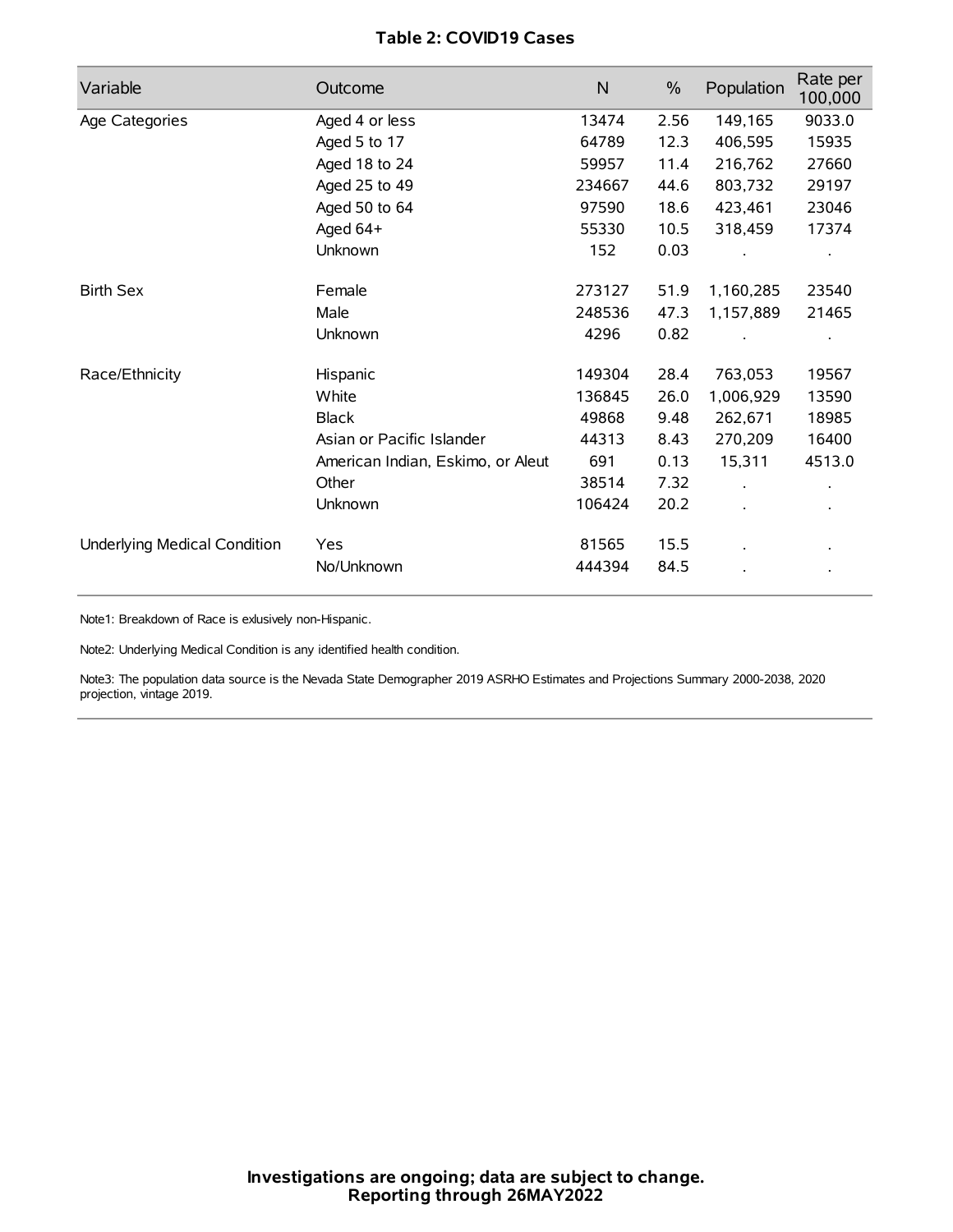# Table 2: COVID19 Cases

| Variable | Outcome | N | % | Population | Rate per 100,000 |
|---|---|---|---|---|---|
| Age Categories | Aged 4 or less | 13474 | 2.56 | 149,165 | 9033.0 |
| | Aged 5 to 17 | 64789 | 12.3 | 406,595 | 15935 |
| | Aged 18 to 24 | 59957 | 11.4 | 216,762 | 27660 |
| | Aged 25 to 49 | 234667 | 44.6 | 803,732 | 29197 |
| | Aged 50 to 64 | 97590 | 18.6 | 423,461 | 23046 |
| | Aged 64+ | 55330 | 10.5 | 318,459 | 17374 |
| | Unknown | 152 | 0.03 | . | . |
| Birth Sex | Female | 273127 | 51.9 | 1,160,285 | 23540 |
| | Male | 248536 | 47.3 | 1,157,889 | 21465 |
| | Unknown | 4296 | 0.82 | . | . |
| Race/Ethnicity | Hispanic | 149304 | 28.4 | 763,053 | 19567 |
| | White | 136845 | 26.0 | 1,006,929 | 13590 |
| | Black | 49868 | 9.48 | 262,671 | 18985 |
| | Asian or Pacific Islander | 44313 | 8.43 | 270,209 | 16400 |
| | American Indian, Eskimo, or Aleut | 691 | 0.13 | 15,311 | 4513.0 |
| | Other | 38514 | 7.32 | . | . |
| | Unknown | 106424 | 20.2 | . | . |
| Underlying Medical Condition | Yes | 81565 | 15.5 | . | . |
| | No/Unknown | 444394 | 84.5 | . | . |

Note1: Breakdown of Race is exlusively non-Hispanic.

Note2: Underlying Medical Condition is any identified health condition.

Note3: The population data source is the Nevada State Demographer 2019 ASRHO Estimates and Projections Summary 2000-2038, 2020 projection, vintage 2019.

**Investigations are ongoing; data are subject to change.**
**Reporting through 26MAY2022**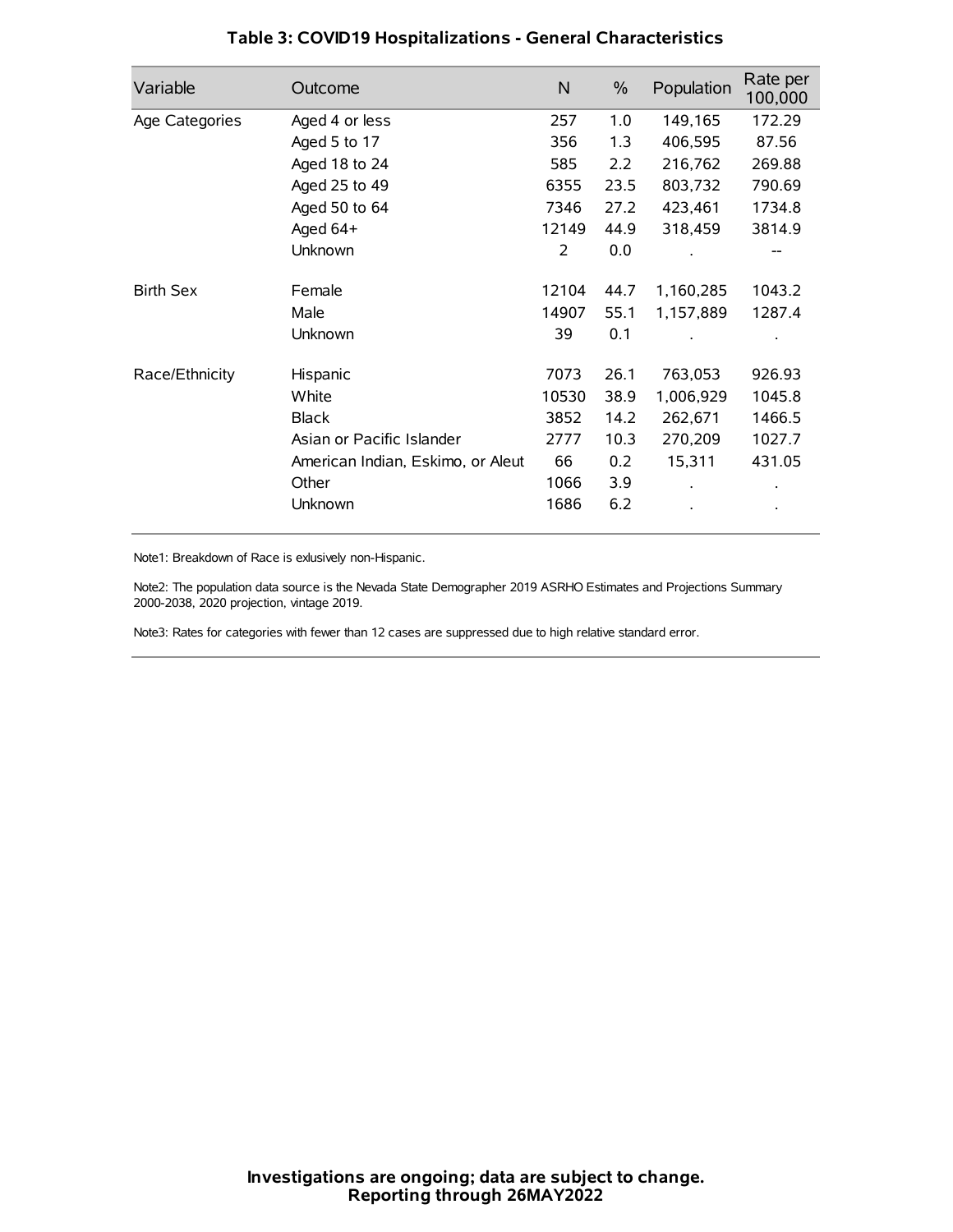### Table 3: COVID19 Hospitalizations - General Characteristics

| Variable | Outcome | N | % | Population | Rate per 100,000 |
|---|---|---|---|---|---|
| Age Categories | Aged 4 or less | 257 | 1.0 | 149,165 | 172.29 |
| | Aged 5 to 17 | 356 | 1.3 | 406,595 | 87.56 |
| | Aged 18 to 24 | 585 | 2.2 | 216,762 | 269.88 |
| | Aged 25 to 49 | 6355 | 23.5 | 803,732 | 790.69 |
| | Aged 50 to 64 | 7346 | 27.2 | 423,461 | 1734.8 |
| | Aged 64+ | 12149 | 44.9 | 318,459 | 3814.9 |
| | Unknown | 2 | 0.0 | . | -- |
| Birth Sex | Female | 12104 | 44.7 | 1,160,285 | 1043.2 |
| | Male | 14907 | 55.1 | 1,157,889 | 1287.4 |
| | Unknown | 39 | 0.1 | . | . |
| Race/Ethnicity | Hispanic | 7073 | 26.1 | 763,053 | 926.93 |
| | White | 10530 | 38.9 | 1,006,929 | 1045.8 |
| | Black | 3852 | 14.2 | 262,671 | 1466.5 |
| | Asian or Pacific Islander | 2777 | 10.3 | 270,209 | 1027.7 |
| | American Indian, Eskimo, or Aleut | 66 | 0.2 | 15,311 | 431.05 |
| | Other | 1066 | 3.9 | . | . |
| | Unknown | 1686 | 6.2 | . | . |

Note1: Breakdown of Race is exlusively non-Hispanic.

Note2: The population data source is the Nevada State Demographer 2019 ASRHO Estimates and Projections Summary 2000-2038, 2020 projection, vintage 2019.

Note3: Rates for categories with fewer than 12 cases are suppressed due to high relative standard error.

**Investigations are ongoing; data are subject to change.**
**Reporting through 26MAY2022**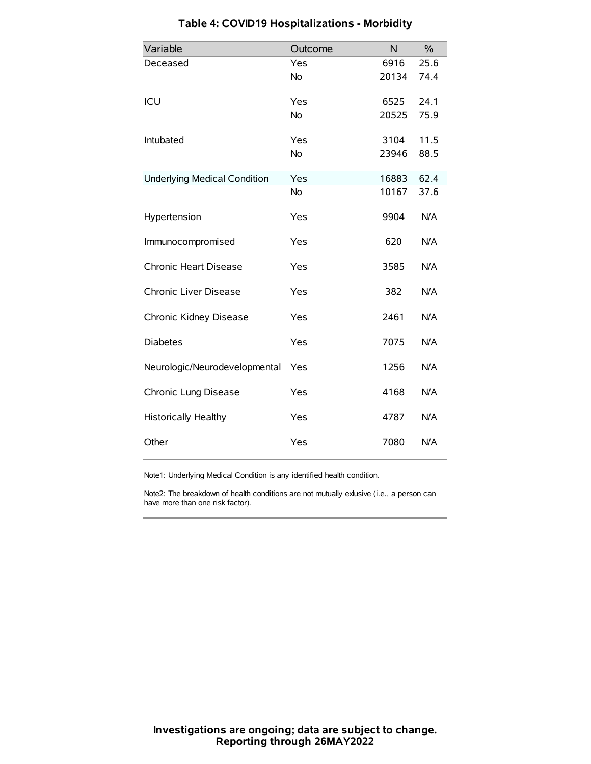## Table 4: COVID19 Hospitalizations - Morbidity

| Variable | Outcome | N | % |
|---|---|---|---|
| Deceased | Yes | 6916 | 25.6 |
| | No | 20134 | 74.4 |
| ICU | Yes | 6525 | 24.1 |
| | No | 20525 | 75.9 |
| Intubated | Yes | 3104 | 11.5 |
| | No | 23946 | 88.5 |
| Underlying Medical Condition | Yes | 16883 | 62.4 |
| | No | 10167 | 37.6 |
| Hypertension | Yes | 9904 | N/A |
| Immunocompromised | Yes | 620 | N/A |
| Chronic Heart Disease | Yes | 3585 | N/A |
| Chronic Liver Disease | Yes | 382 | N/A |
| Chronic Kidney Disease | Yes | 2461 | N/A |
| Diabetes | Yes | 7075 | N/A |
| Neurologic/Neurodevelopmental | Yes | 1256 | N/A |
| Chronic Lung Disease | Yes | 4168 | N/A |
| Historically Healthy | Yes | 4787 | N/A |
| Other | Yes | 7080 | N/A |

Note1: Underlying Medical Condition is any identified health condition.

Note2: The breakdown of health conditions are not mutually exlusive (i.e., a person can have more than one risk factor).

**Investigations are ongoing; data are subject to change.**
**Reporting through 26MAY2022**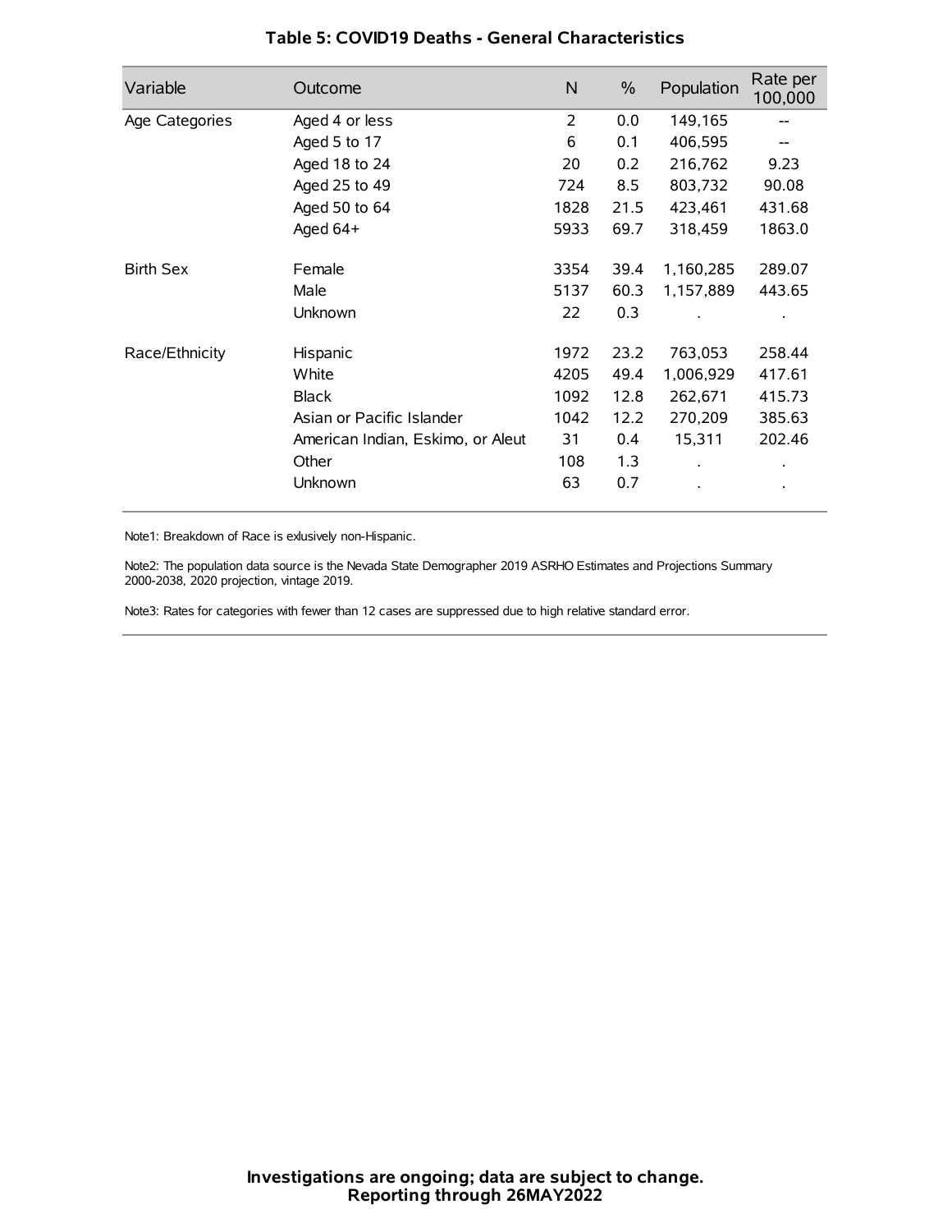# Table 5: COVID19 Deaths - General Characteristics

| Variable | Outcome | N | % | Population | Rate per 100,000 |
|---|---|---|---|---|---|
| Age Categories | Aged 4 or less | 2 | 0.0 | 149,165 | -- |
| | Aged 5 to 17 | 6 | 0.1 | 406,595 | -- |
| | Aged 18 to 24 | 20 | 0.2 | 216,762 | 9.23 |
| | Aged 25 to 49 | 724 | 8.5 | 803,732 | 90.08 |
| | Aged 50 to 64 | 1828 | 21.5 | 423,461 | 431.68 |
| | Aged 64+ | 5933 | 69.7 | 318,459 | 1863.0 |
| Birth Sex | Female | 3354 | 39.4 | 1,160,285 | 289.07 |
| | Male | 5137 | 60.3 | 1,157,889 | 443.65 |
| | Unknown | 22 | 0.3 | . | . |
| Race/Ethnicity | Hispanic | 1972 | 23.2 | 763,053 | 258.44 |
| | White | 4205 | 49.4 | 1,006,929 | 417.61 |
| | Black | 1092 | 12.8 | 262,671 | 415.73 |
| | Asian or Pacific Islander | 1042 | 12.2 | 270,209 | 385.63 |
| | American Indian, Eskimo, or Aleut | 31 | 0.4 | 15,311 | 202.46 |
| | Other | 108 | 1.3 | . | . |
| | Unknown | 63 | 0.7 | . | . |

Note1: Breakdown of Race is exlusively non-Hispanic.

Note2: The population data source is the Nevada State Demographer 2019 ASRHO Estimates and Projections Summary 2000-2038, 2020 projection, vintage 2019.

Note3: Rates for categories with fewer than 12 cases are suppressed due to high relative standard error.

**Investigations are ongoing; data are subject to change.**
**Reporting through 26MAY2022**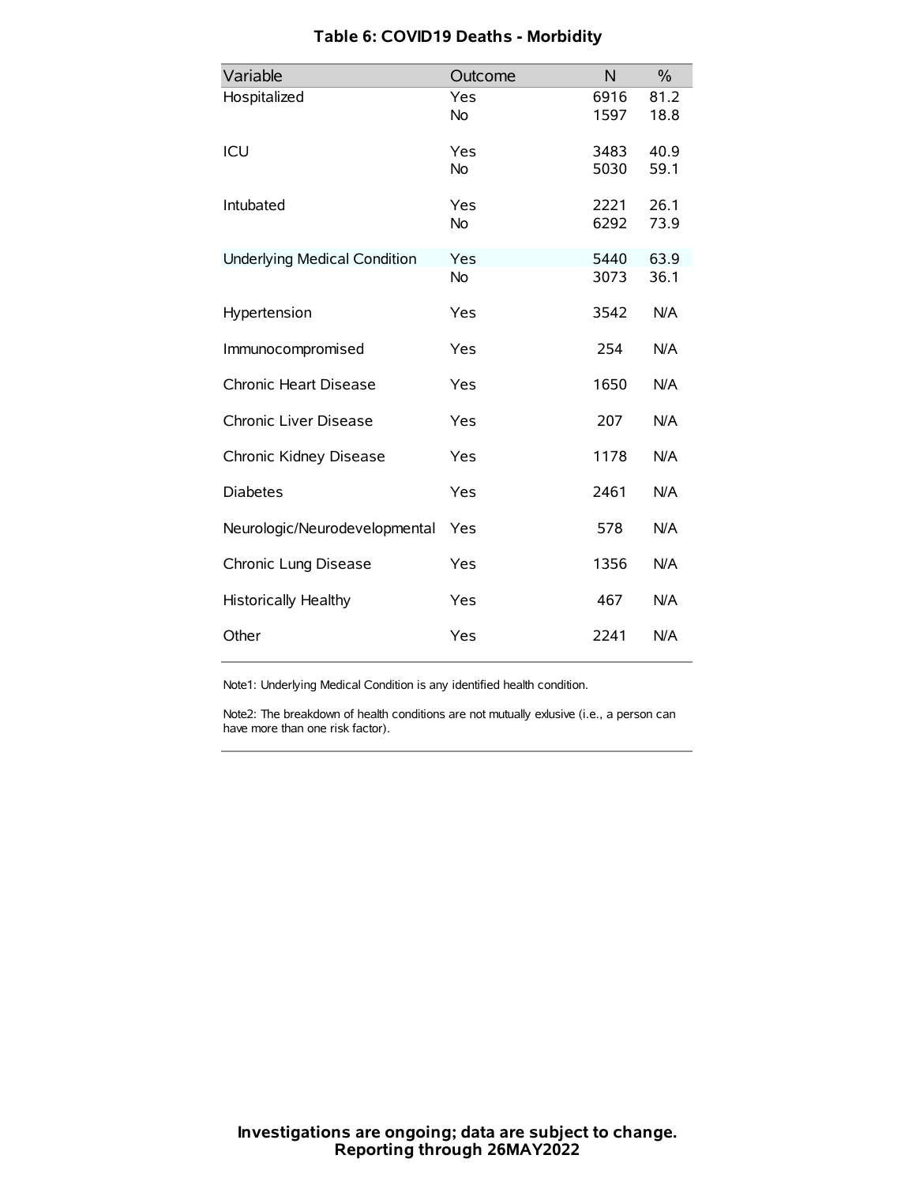# Table 6: COVID19 Deaths - Morbidity

| Variable | Outcome | N | % |
|---|---|---|---|
| Hospitalized | Yes | 6916 | 81.2 |
| | No | 1597 | 18.8 |
| ICU | Yes | 3483 | 40.9 |
| | No | 5030 | 59.1 |
| Intubated | Yes | 2221 | 26.1 |
| | No | 6292 | 73.9 |
| Underlying Medical Condition | Yes | 5440 | 63.9 |
| | No | 3073 | 36.1 |
| Hypertension | Yes | 3542 | N/A |
| Immunocompromised | Yes | 254 | N/A |
| Chronic Heart Disease | Yes | 1650 | N/A |
| Chronic Liver Disease | Yes | 207 | N/A |
| Chronic Kidney Disease | Yes | 1178 | N/A |
| Diabetes | Yes | 2461 | N/A |
| Neurologic/Neurodevelopmental | Yes | 578 | N/A |
| Chronic Lung Disease | Yes | 1356 | N/A |
| Historically Healthy | Yes | 467 | N/A |
| Other | Yes | 2241 | N/A |

Note1: Underlying Medical Condition is any identified health condition.

Note2: The breakdown of health conditions are not mutually exlusive (i.e., a person can have more than one risk factor).

**Investigations are ongoing; data are subject to change.**
**Reporting through 26MAY2022**